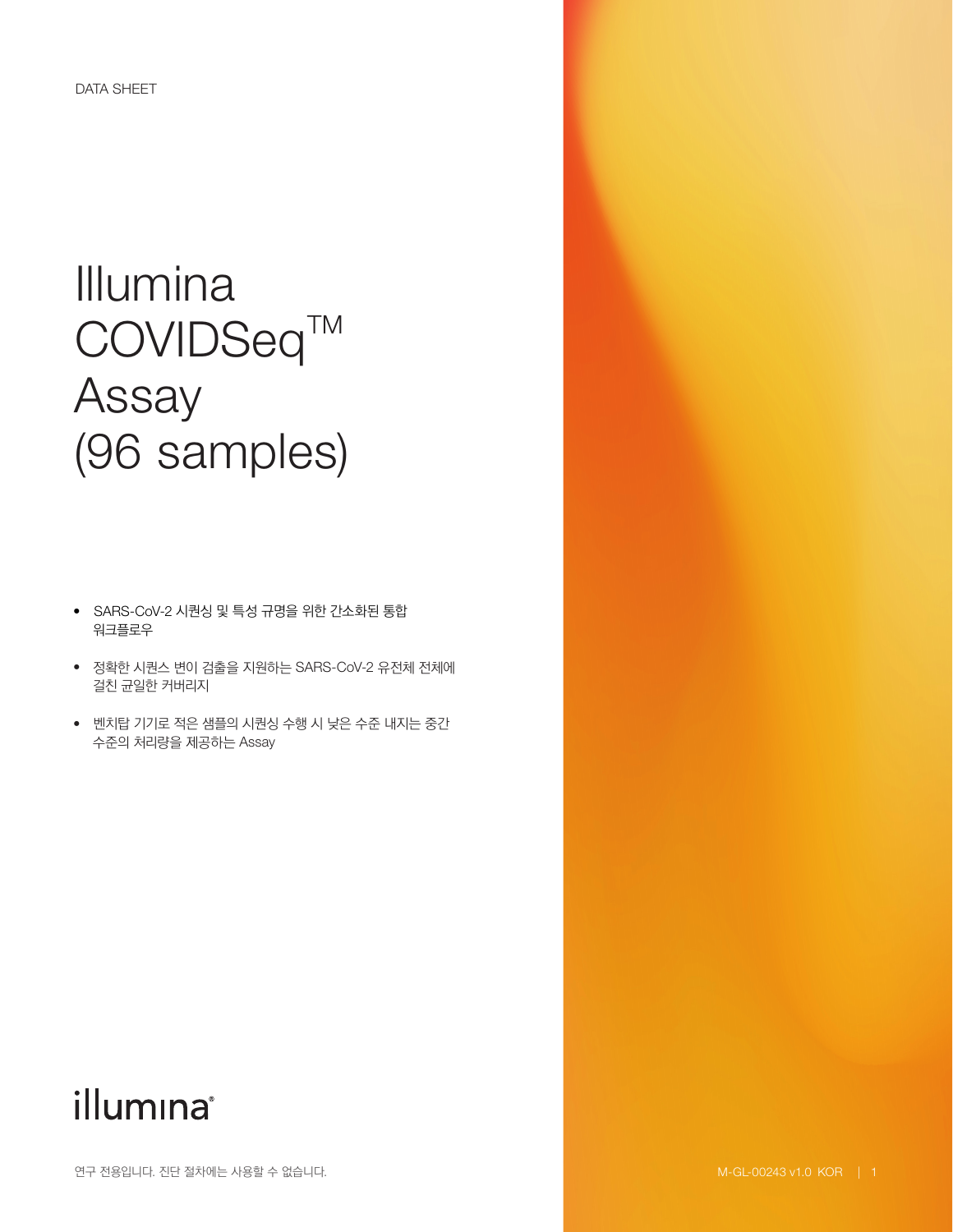DATA SHEET

# Illumina COVIDSeq$^{TM}$ Assay (96 samples)

- SARS-CoV-2 시퀀싱 및 특성 규명을 위한 간소화된 통합 워크플로우
- 정확한 시퀀스 변이 검출을 지원하는 SARS-CoV-2 유전체 전체에 걸친 균일한 커버리지
- 벤치탑 기기로 적은 샘플의 시퀀싱 수행 시 낮은 수준 내지는 중간 수준의 처리량을 제공하는 Assay

illumina®

연구 전용입니다. 진단 절차에는 사용할 수 없습니다.

M-GL-00243 v1.0 KOR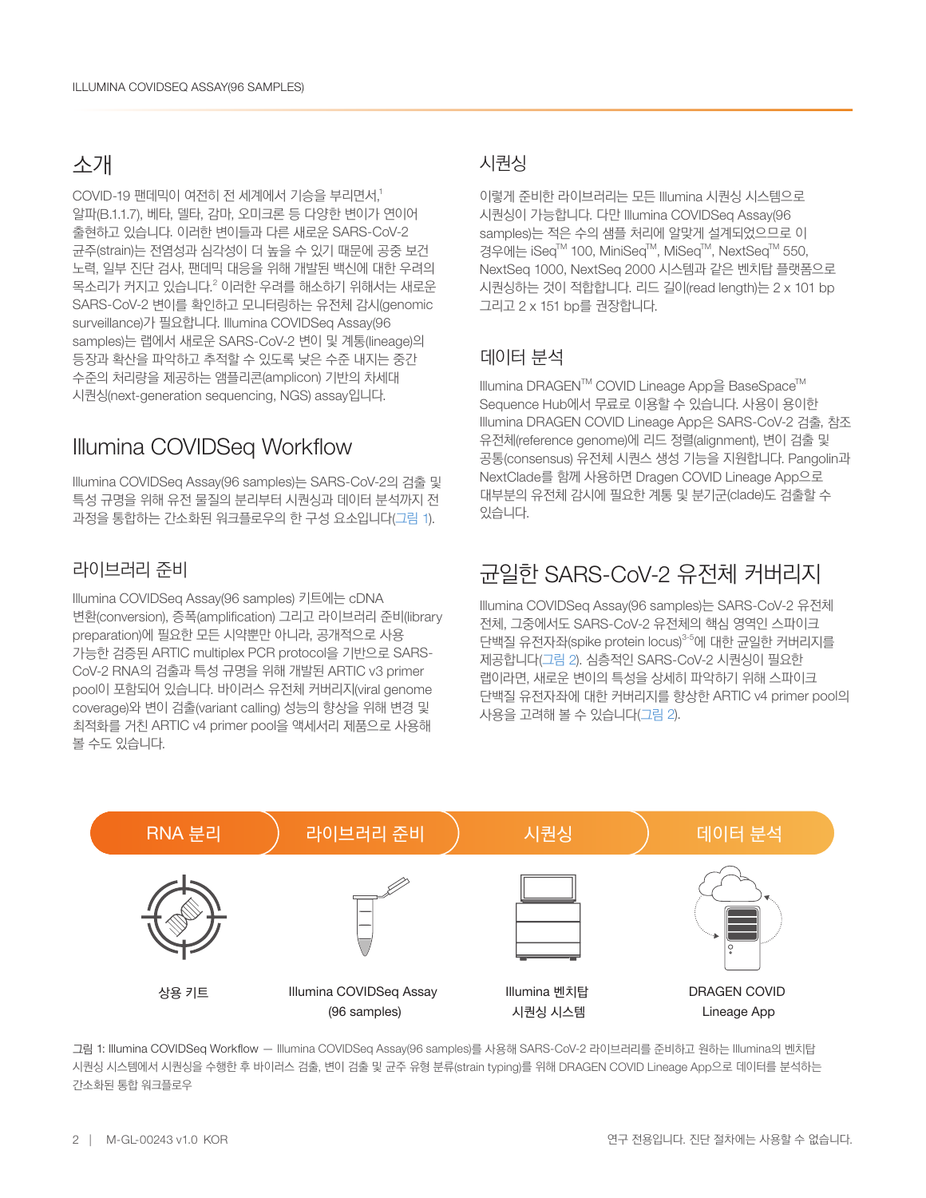## 소개

COVID-19 팬데믹이 여전히 전 세계에서 기승을 부리면서,[1] 알파(B.1.1.7), 베타, 델타, 감마, 오미크론 등 다양한 변이가 연이어 출현하고 있습니다. 이러한 변이들과 다른 새로운 SARS-CoV-2 균주(strain)는 전염성과 심각성이 더 높을 수 있기 때문에 공중 보건 노력, 일부 진단 검사, 팬데믹 대응을 위해 개발된 백신에 대한 우려의 목소리가 커지고 있습니다.[2] 이러한 우려를 해소하기 위해서는 새로운 SARS-CoV-2 변이를 확인하고 모니터링하는 유전체 감시(genomic surveillance)가 필요합니다. Illumina COVIDSeq Assay(96 samples)는 랩에서 새로운 SARS-CoV-2 변이 및 계통(lineage)의 등장과 확산을 파악하고 추적할 수 있도록 낮은 수준 내지는 중간 수준의 처리량을 제공하는 앰플리콘(amplicon) 기반의 차세대 시퀀싱(next-generation sequencing, NGS) assay입니다.

## Illumina COVIDSeq Workflow

Illumina COVIDSeq Assay(96 samples)는 SARS-CoV-2의 검출 및 특성 규명을 위해 유전 물질의 분리부터 시퀀싱과 데이터 분석까지 전 과정을 통합하는 간소화된 워크플로우의 한 구성 요소입니다(그림 1).

### 라이브러리 준비

Illumina COVIDSeq Assay(96 samples) 키트에는 cDNA 변환(conversion), 증폭(amplification) 그리고 라이브러리 준비(library preparation)에 필요한 모든 시약뿐만 아니라, 공개적으로 사용 가능한 검증된 ARTIC multiplex PCR protocol을 기반으로 SARS-CoV-2 RNA의 검출과 특성 규명을 위해 개발된 ARTIC v3 primer pool이 포함되어 있습니다. 바이러스 유전체 커버리지(viral genome coverage)와 변이 검출(variant calling) 성능의 향상을 위해 변경 및 최적화를 거친 ARTIC v4 primer pool을 액세서리 제품으로 사용해 볼 수도 있습니다.

### 시퀀싱

이렇게 준비한 라이브러리는 모든 Illumina 시퀀싱 시스템으로 시퀀싱이 가능합니다. 다만 Illumina COVIDSeq Assay(96 samples)는 적은 수의 샘플 처리에 알맞게 설계되었으므로 이 경우에는 iSeq™ 100, MiniSeq™, MiSeq™, NextSeq™ 550, NextSeq 1000, NextSeq 2000 시스템과 같은 벤치탑 플랫폼으로 시퀀싱하는 것이 적합합니다. 리드 길이(read length)는 2 x 101 bp 그리고 2 x 151 bp를 권장합니다.

### 데이터 분석

Illumina DRAGEN™ COVID Lineage App을 BaseSpace™ Sequence Hub에서 무료로 이용할 수 있습니다. 사용이 용이한 Illumina DRAGEN COVID Lineage App은 SARS-CoV-2 검출, 참조 유전체(reference genome)에 리드 정렬(alignment), 변이 검출 및 공통(consensus) 유전체 시퀀스 생성 기능을 지원합니다. Pangolin과 NextClade를 함께 사용하면 Dragen COVID Lineage App으로 대부분의 유전체 감시에 필요한 계통 및 분기군(clade)도 검출할 수 있습니다.

## 균일한 SARS-CoV-2 유전체 커버리지

Illumina COVIDSeq Assay(96 samples)는 SARS-CoV-2 유전체 전체, 그중에서도 SARS-CoV-2 유전체의 핵심 영역인 스파이크 단백질 유전자좌(spike protein locus)[3-5]에 대한 균일한 커버리지를 제공합니다(그림 2). 심층적인 SARS-CoV-2 시퀀싱이 필요한 랩이라면, 새로운 변이의 특성을 상세히 파악하기 위해 스파이크 단백질 유전자좌에 대한 커버리지를 향상한 ARTIC v4 primer pool의 사용을 고려해 볼 수 있습니다(그림 2).

| RNA 분리 | 라이브러리 준비 | 시퀀싱 | 데이터 분석 |
|---|---|---|---|
| 상용 키트 | Illumina COVIDSeq Assay (96 samples) | Illumina 벤치탑 시퀀싱 시스템 | DRAGEN COVID Lineage App |

그림 1: Illumina COVIDSeq Workflow — Illumina COVIDSeq Assay(96 samples)를 사용해 SARS-CoV-2 라이브러리를 준비하고 원하는 Illumina의 벤치탑 시퀀싱 시스템에서 시퀀싱을 수행한 후 바이러스 검출, 변이 검출 및 균주 유형 분류(strain typing)를 위해 DRAGEN COVID Lineage App으로 데이터를 분석하는 간소화된 통합 워크플로우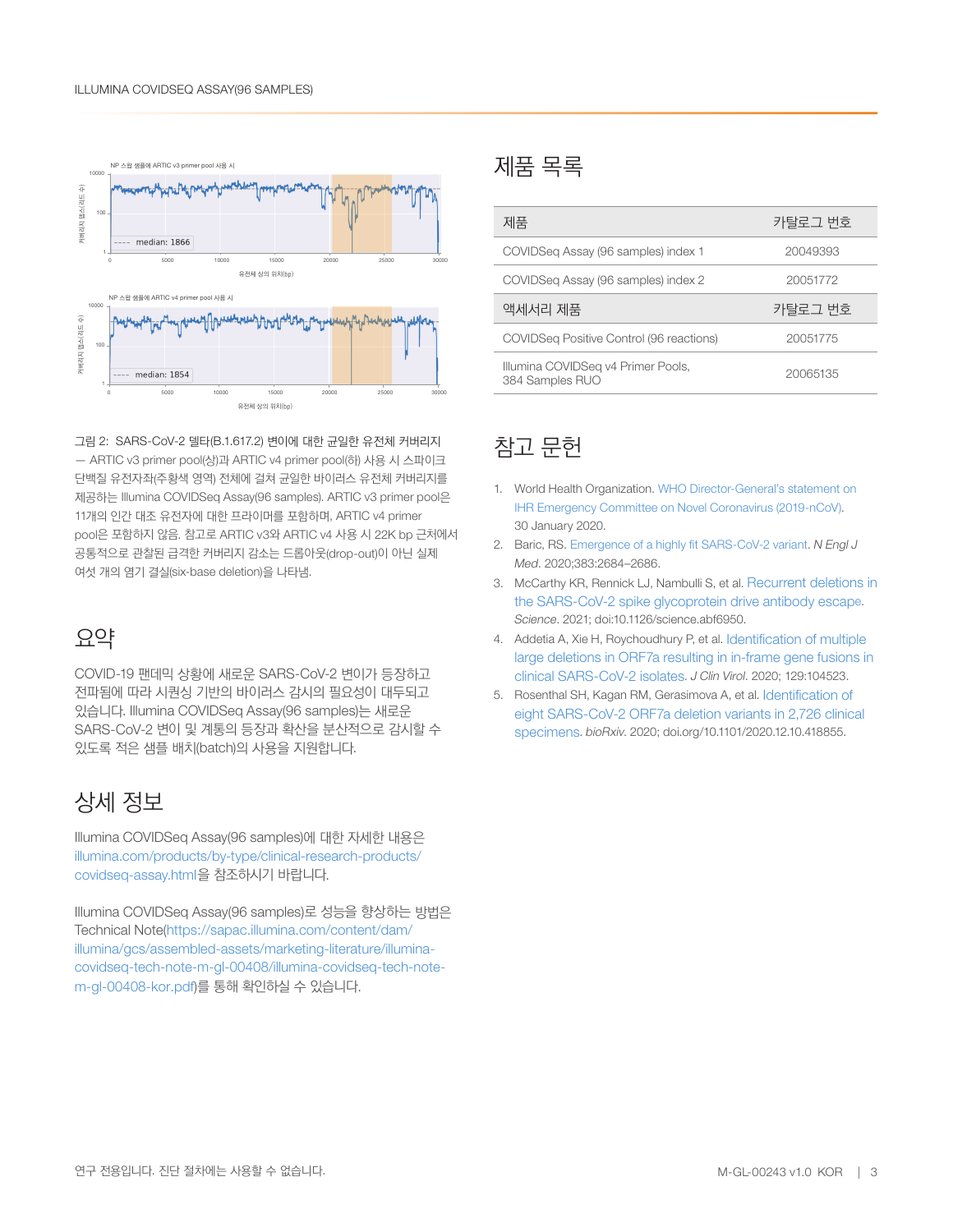그림 2: SARS-CoV-2 델타(B.1.617.2) 변이에 대한 균일한 유전체 커버리지 — ARTIC v3 primer pool(상)과 ARTIC v4 primer pool(하) 사용 시 스파이크 단백질 유전자좌(주황색 영역) 전체에 걸쳐 균일한 바이러스 유전체 커버리지를 제공하는 Illumina COVIDSeq Assay(96 samples). ARTIC v3 primer pool은 11개의 인간 대조 유전자에 대한 프라이머를 포함하며, ARTIC v4 primer pool은 포함하지 않음. 참고로 ARTIC v3와 ARTIC v4 사용 시 22K bp 근처에서 공통적으로 관찰된 급격한 커버리지 감소는 드롭아웃(drop-out)이 아닌 실제 여섯 개의 염기 결실(six-base deletion)을 나타냄.

## 요약

COVID-19 팬데믹 상황에 새로운 SARS-CoV-2 변이가 등장하고 전파됨에 따라 시퀀싱 기반의 바이러스 감시의 필요성이 대두되고 있습니다. Illumina COVIDSeq Assay(96 samples)는 새로운 SARS-CoV-2 변이 및 계통의 등장과 확산을 분산적으로 감시할 수 있도록 적은 샘플 배치(batch)의 사용을 지원합니다.

## 상세 정보

Illumina COVIDSeq Assay(96 samples)에 대한 자세한 내용은 illumina.com/products/by-type/clinical-research-products/covidseq-assay.html을 참조하시기 바랍니다.

Illumina COVIDSeq Assay(96 samples)로 성능을 향상하는 방법은 Technical Note(https://sapac.illumina.com/content/dam/illumina/gcs/assembled-assets/marketing-literature/illumina-covidseq-tech-note-m-gl-00408/illumina-covidseq-tech-note-m-gl-00408-kor.pdf)를 통해 확인하실 수 있습니다.

## 제품 목록

| 제품 | 카탈로그 번호 |
|---|---|
| COVIDSeq Assay (96 samples) index 1 | 20049393 |
| COVIDSeq Assay (96 samples) index 2 | 20051772 |
| **액세서리 제품** | **카탈로그 번호** |
| COVIDSeq Positive Control (96 reactions) | 20051775 |
| Illumina COVIDSeq v4 Primer Pools, 384 Samples RUO | 20065135 |

## 참고 문헌

1. World Health Organization. WHO Director-General's statement on IHR Emergency Committee on Novel Coronavirus (2019-nCoV). 30 January 2020.
2. Baric, RS. Emergence of a highly fit SARS-CoV-2 variant. *N Engl J Med*. 2020;383:2684–2686.
3. McCarthy KR, Rennick LJ, Nambulli S, et al. Recurrent deletions in the SARS-CoV-2 spike glycoprotein drive antibody escape. *Science*. 2021; doi:10.1126/science.abf6950.
4. Addetia A, Xie H, Roychoudhury P, et al. Identification of multiple large deletions in ORF7a resulting in in-frame gene fusions in clinical SARS-CoV-2 isolates. *J Clin Virol*. 2020; 129:104523.
5. Rosenthal SH, Kagan RM, Gerasimova A, et al. Identification of eight SARS-CoV-2 ORF7a deletion variants in 2,726 clinical specimens. *bioRxiv*. 2020; doi.org/10.1101/2020.12.10.418855.

연구 전용입니다. 진단 절차에는 사용할 수 없습니다.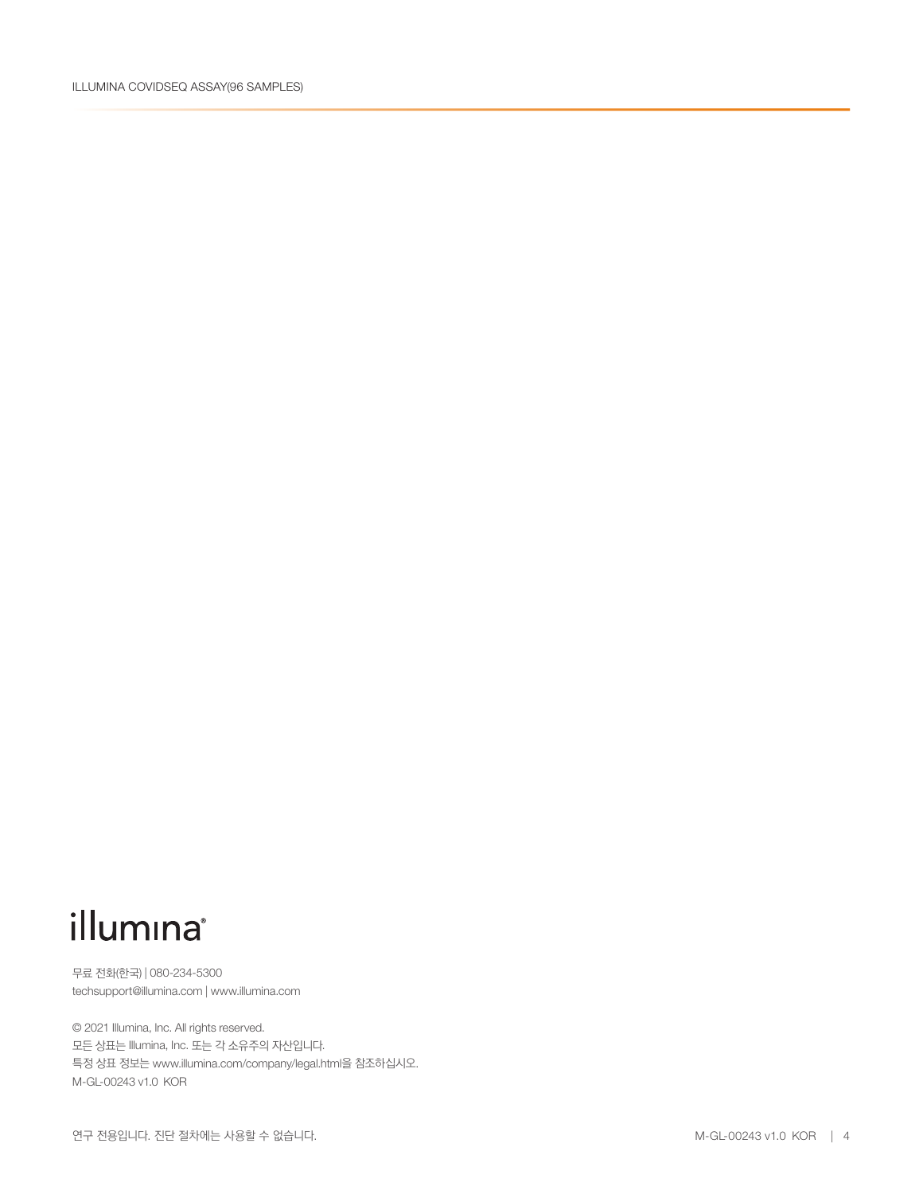illumina®

무료 전화(한국) | 080-234-5300
techsupport@illumina.com | www.illumina.com

© 2021 Illumina, Inc. All rights reserved.
모든 상표는 Illumina, Inc. 또는 각 소유주의 자산입니다.
특정 상표 정보는 www.illumina.com/company/legal.html을 참조하십시오.
M-GL-00243 v1.0 KOR